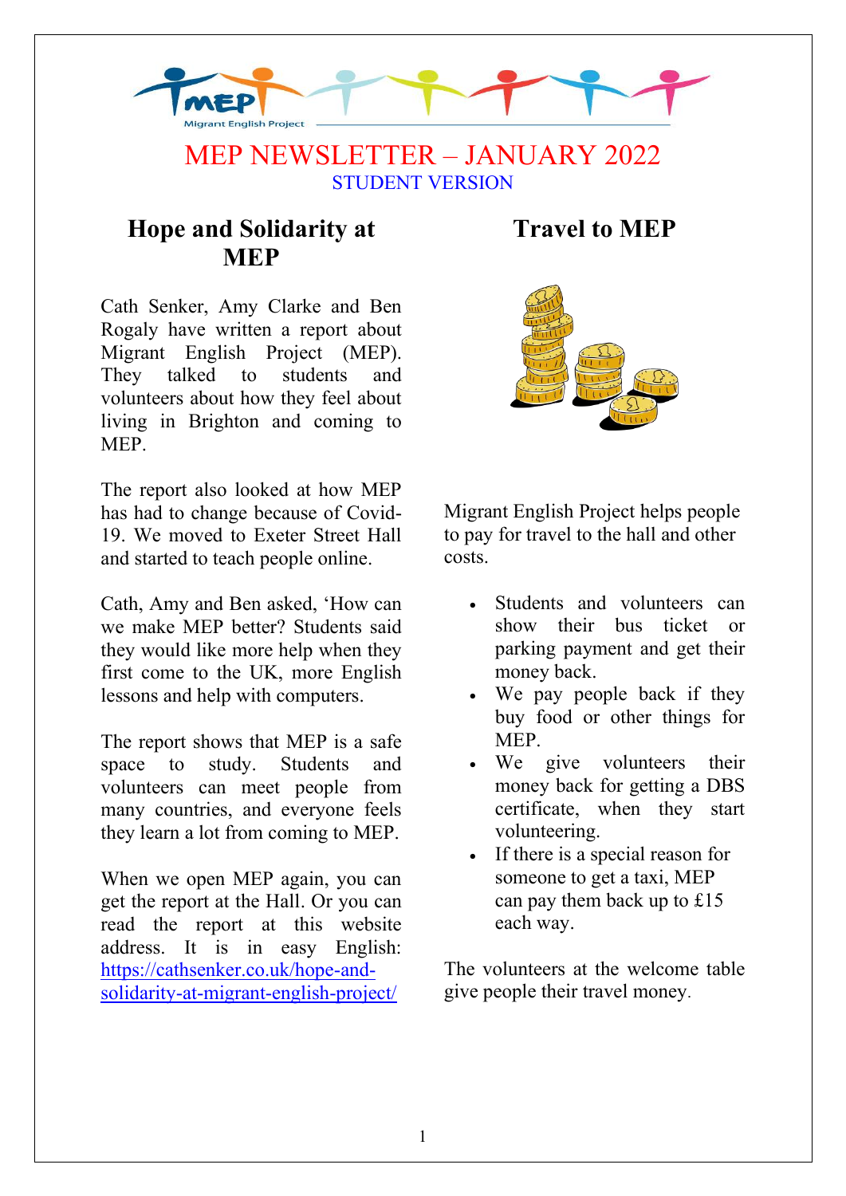# MEP NEWSLETTER – JANUARY 2022

STUDENT VERSION

## Hope and Solidarity at MEP

Cath Senker, Amy Clarke and Ben Rogaly have written a report about Migrant English Project (MEP). They talked to students and volunteers about how they feel about living in Brighton and coming to MEP.

The report also looked at how MEP has had to change because of Covid-19. We moved to Exeter Street Hall and started to teach people online.

Cath, Amy and Ben asked, 'How can we make MEP better? Students said they would like more help when they first come to the UK, more English lessons and help with computers.

The report shows that MEP is a safe space to study. Students and volunteers can meet people from many countries, and everyone feels they learn a lot from coming to MEP.

When we open MEP again, you can get the report at the Hall. Or you can read the report at this website address. It is in easy English: https://cathsenker.co.uk/hope-and-solidarity-at-migrant-english-project/

## Travel to MEP

Migrant English Project helps people to pay for travel to the hall and other costs.

- Students and volunteers can show their bus ticket or parking payment and get their money back.
- We pay people back if they buy food or other things for MEP.
- We give volunteers their money back for getting a DBS certificate, when they start volunteering.
- If there is a special reason for someone to get a taxi, MEP can pay them back up to £15 each way.

The volunteers at the welcome table give people their travel money.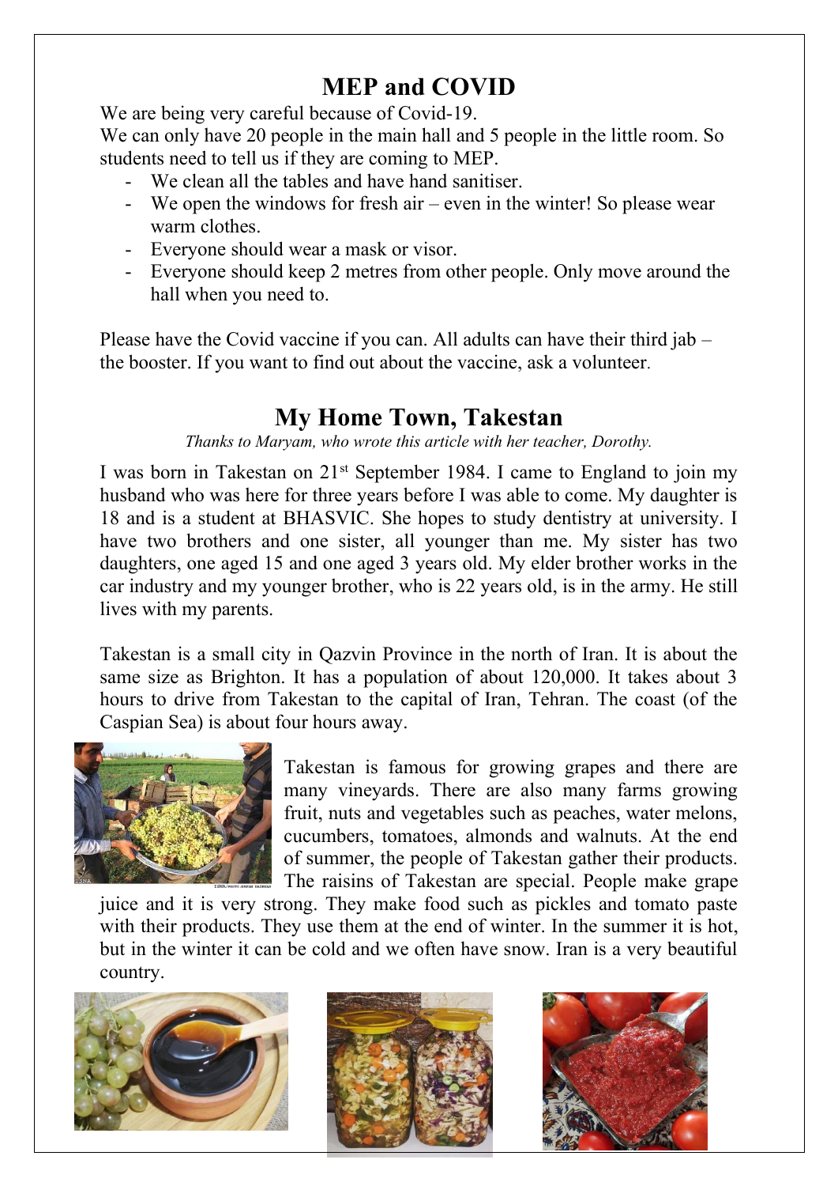## MEP and COVID

We are being very careful because of Covid-19.

We can only have 20 people in the main hall and 5 people in the little room. So students need to tell us if they are coming to MEP.

- We clean all the tables and have hand sanitiser.
- We open the windows for fresh air – even in the winter! So please wear warm clothes.
- Everyone should wear a mask or visor.
- Everyone should keep 2 metres from other people. Only move around the hall when you need to.

Please have the Covid vaccine if you can. All adults can have their third jab – the booster. If you want to find out about the vaccine, ask a volunteer.

## My Home Town, Takestan

*Thanks to Maryam, who wrote this article with her teacher, Dorothy.*

I was born in Takestan on 21st September 1984. I came to England to join my husband who was here for three years before I was able to come. My daughter is 18 and is a student at BHASVIC. She hopes to study dentistry at university. I have two brothers and one sister, all younger than me. My sister has two daughters, one aged 15 and one aged 3 years old. My elder brother works in the car industry and my younger brother, who is 22 years old, is in the army. He still lives with my parents.

Takestan is a small city in Qazvin Province in the north of Iran. It is about the same size as Brighton. It has a population of about 120,000. It takes about 3 hours to drive from Takestan to the capital of Iran, Tehran. The coast (of the Caspian Sea) is about four hours away.

Takestan is famous for growing grapes and there are many vineyards. There are also many farms growing fruit, nuts and vegetables such as peaches, water melons, cucumbers, tomatoes, almonds and walnuts. At the end of summer, the people of Takestan gather their products. The raisins of Takestan are special. People make grape juice and it is very strong. They make food such as pickles and tomato paste with their products. They use them at the end of winter. In the summer it is hot, but in the winter it can be cold and we often have snow. Iran is a very beautiful country.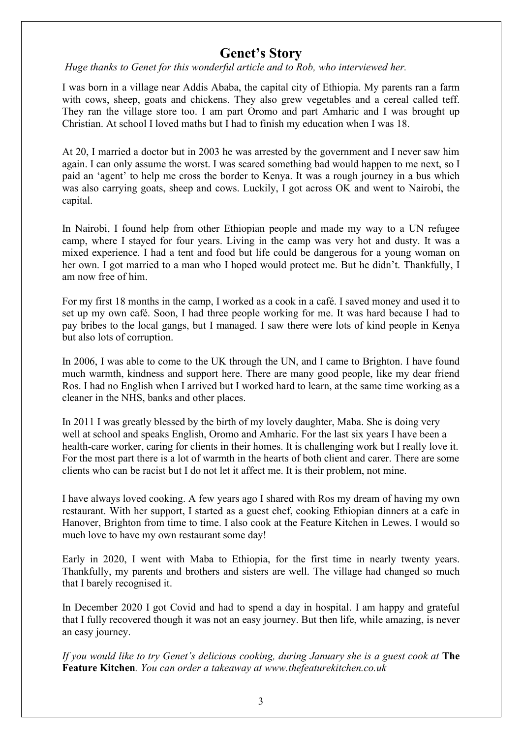# Genet's Story

*Huge thanks to Genet for this wonderful article and to Rob, who interviewed her.*

I was born in a village near Addis Ababa, the capital city of Ethiopia. My parents ran a farm with cows, sheep, goats and chickens. They also grew vegetables and a cereal called teff. They ran the village store too. I am part Oromo and part Amharic and I was brought up Christian. At school I loved maths but I had to finish my education when I was 18.

At 20, I married a doctor but in 2003 he was arrested by the government and I never saw him again. I can only assume the worst. I was scared something bad would happen to me next, so I paid an 'agent' to help me cross the border to Kenya. It was a rough journey in a bus which was also carrying goats, sheep and cows. Luckily, I got across OK and went to Nairobi, the capital.

In Nairobi, I found help from other Ethiopian people and made my way to a UN refugee camp, where I stayed for four years. Living in the camp was very hot and dusty. It was a mixed experience. I had a tent and food but life could be dangerous for a young woman on her own. I got married to a man who I hoped would protect me. But he didn't. Thankfully, I am now free of him.

For my first 18 months in the camp, I worked as a cook in a café. I saved money and used it to set up my own café. Soon, I had three people working for me. It was hard because I had to pay bribes to the local gangs, but I managed. I saw there were lots of kind people in Kenya but also lots of corruption.

In 2006, I was able to come to the UK through the UN, and I came to Brighton. I have found much warmth, kindness and support here. There are many good people, like my dear friend Ros. I had no English when I arrived but I worked hard to learn, at the same time working as a cleaner in the NHS, banks and other places.

In 2011 I was greatly blessed by the birth of my lovely daughter, Maba. She is doing very well at school and speaks English, Oromo and Amharic. For the last six years I have been a health-care worker, caring for clients in their homes. It is challenging work but I really love it. For the most part there is a lot of warmth in the hearts of both client and carer. There are some clients who can be racist but I do not let it affect me. It is their problem, not mine.

I have always loved cooking. A few years ago I shared with Ros my dream of having my own restaurant. With her support, I started as a guest chef, cooking Ethiopian dinners at a cafe in Hanover, Brighton from time to time. I also cook at the Feature Kitchen in Lewes. I would so much love to have my own restaurant some day!

Early in 2020, I went with Maba to Ethiopia, for the first time in nearly twenty years. Thankfully, my parents and brothers and sisters are well. The village had changed so much that I barely recognised it.

In December 2020 I got Covid and had to spend a day in hospital. I am happy and grateful that I fully recovered though it was not an easy journey. But then life, while amazing, is never an easy journey.

*If you would like to try Genet's delicious cooking, during January she is a guest cook at* **The Feature Kitchen***. You can order a takeaway at www.thefeaturekitchen.co.uk*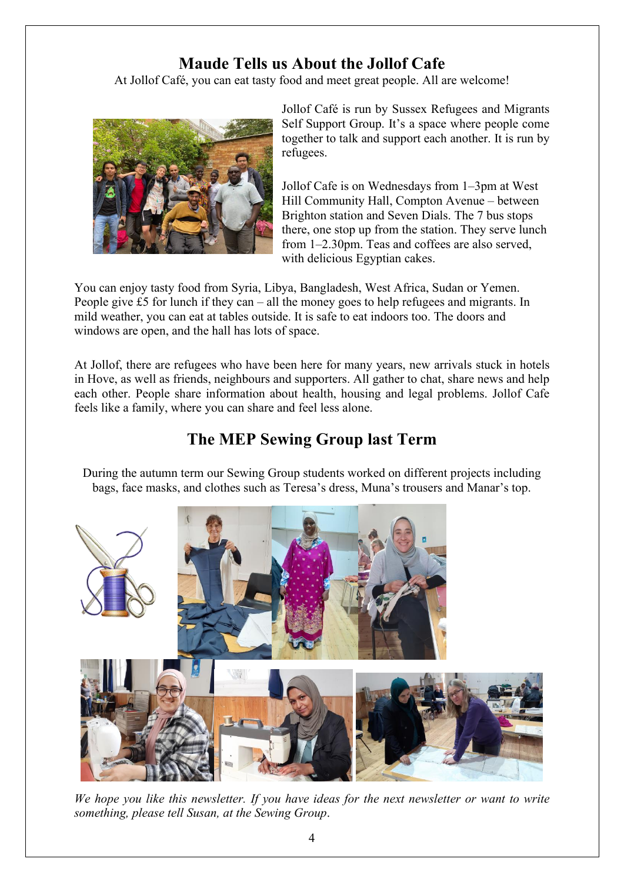## Maude Tells us About the Jollof Cafe

At Jollof Café, you can eat tasty food and meet great people. All are welcome!

Jollof Café is run by Sussex Refugees and Migrants Self Support Group. It's a space where people come together to talk and support each other. It is run by refugees.

Jollof Cafe is on Wednesdays from 1–3pm at West Hill Community Hall, Compton Avenue – between Brighton station and Seven Dials. The 7 bus stops there, one stop up from the station. They serve lunch from 1–2.30pm. Teas and coffees are also served, with delicious Egyptian cakes.

You can enjoy tasty food from Syria, Libya, Bangladesh, West Africa, Sudan or Yemen. People give £5 for lunch if they can – all the money goes to help refugees and migrants. In mild weather, you can eat at tables outside. It is safe to eat indoors too. The doors and windows are open, and the hall has lots of space.

At Jollof, there are refugees who have been here for many years, new arrivals stuck in hotels in Hove, as well as friends, neighbours and supporters. All gather to chat, share news and help each other. People share information about health, housing and legal problems. Jollof Cafe feels like a family, where you can share and feel less alone.

## The MEP Sewing Group last Term

During the autumn term our Sewing Group students worked on different projects including bags, face masks, and clothes such as Teresa's dress, Muna's trousers and Manar's top.

*We hope you like this newsletter. If you have ideas for the next newsletter or want to write something, please tell Susan, at the Sewing Group.*